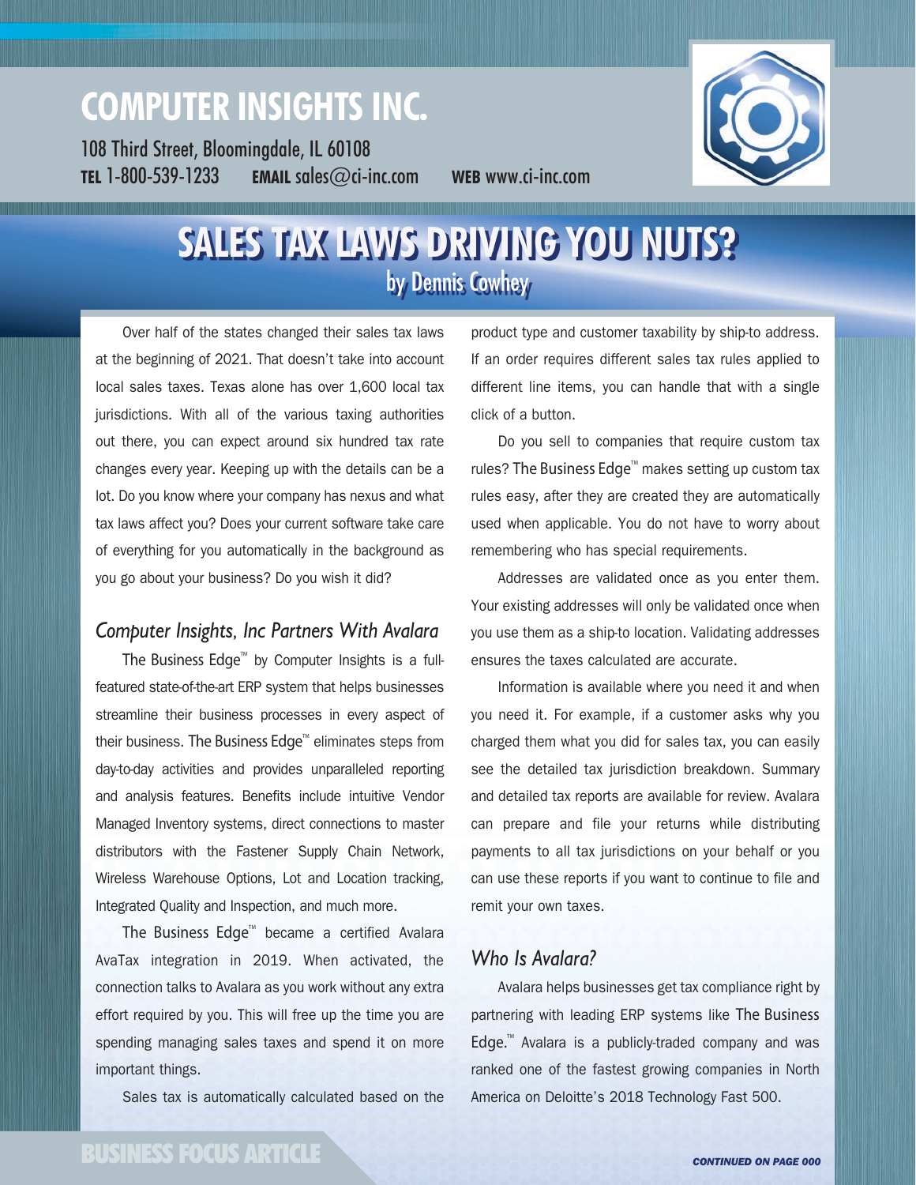# COMPUTER INSIGHTS INC.

108 Third Street, Bloomingdale, IL 60108
**TEL** 1-800-539-1233 **EMAIL** sales@ci-inc.com **WEB** www.ci-inc.com

# SALES TAX LAWS DRIVING YOU NUTS?

by Dennis Cowhey

Over half of the states changed their sales tax laws at the beginning of 2021. That doesn't take into account local sales taxes. Texas alone has over 1,600 local tax jurisdictions. With all of the various taxing authorities out there, you can expect around six hundred tax rate changes every year. Keeping up with the details can be a lot. Do you know where your company has nexus and what tax laws affect you? Does your current software take care of everything for you automatically in the background as you go about your business? Do you wish it did?

## *Computer Insights, Inc Partners With Avalara*

The Business Edge™ by Computer Insights is a full-featured state-of-the-art ERP system that helps businesses streamline their business processes in every aspect of their business. The Business Edge™ eliminates steps from day-to-day activities and provides unparalleled reporting and analysis features. Benefits include intuitive Vendor Managed Inventory systems, direct connections to master distributors with the Fastener Supply Chain Network, Wireless Warehouse Options, Lot and Location tracking, Integrated Quality and Inspection, and much more.

The Business Edge™ became a certified Avalara AvaTax integration in 2019. When activated, the connection talks to Avalara as you work without any extra effort required by you. This will free up the time you are spending managing sales taxes and spend it on more important things.

Sales tax is automatically calculated based on the product type and customer taxability by ship-to address. If an order requires different sales tax rules applied to different line items, you can handle that with a single click of a button.

Do you sell to companies that require custom tax rules? The Business Edge™ makes setting up custom tax rules easy, after they are created they are automatically used when applicable. You do not have to worry about remembering who has special requirements.

Addresses are validated once as you enter them. Your existing addresses will only be validated once when you use them as a ship-to location. Validating addresses ensures the taxes calculated are accurate.

Information is available where you need it and when you need it. For example, if a customer asks why you charged them what you did for sales tax, you can easily see the detailed tax jurisdiction breakdown. Summary and detailed tax reports are available for review. Avalara can prepare and file your returns while distributing payments to all tax jurisdictions on your behalf or you can use these reports if you want to continue to file and remit your own taxes.

## *Who Is Avalara?*

Avalara helps businesses get tax compliance right by partnering with leading ERP systems like The Business Edge.™ Avalara is a publicly-traded company and was ranked one of the fastest growing companies in North America on Deloitte's 2018 Technology Fast 500.

*CONTINUED ON PAGE 000*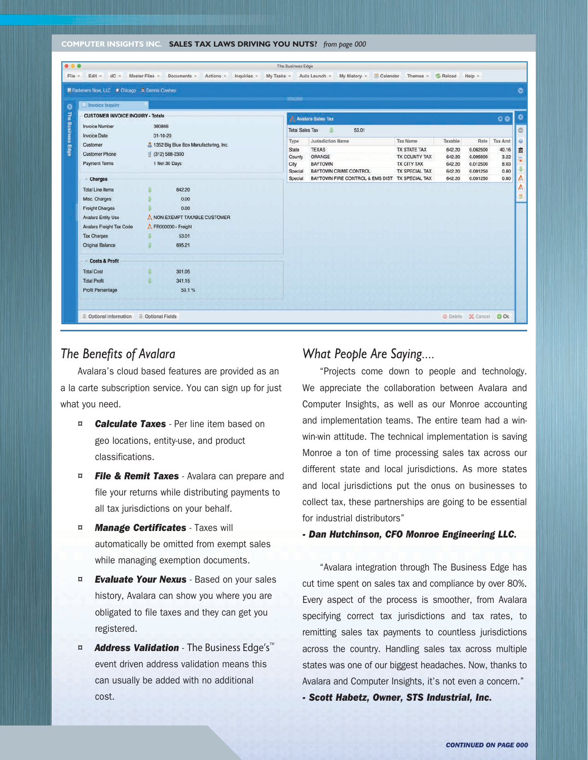## The Benefits of Avalara

Avalara's cloud based features are provided as an a la carte subscription service. You can sign up for just what you need.

- ***Calculate Taxes*** - Per line item based on geo locations, entity-use, and product classifications.
- ***File & Remit Taxes*** - Avalara can prepare and file your returns while distributing payments to all tax jurisdictions on your behalf.
- ***Manage Certificates*** - Taxes will automatically be omitted from exempt sales while managing exemption documents.
- ***Evaluate Your Nexus*** - Based on your sales history, Avalara can show you where you are obligated to file taxes and they can get you registered.
- ***Address Validation*** - The Business Edge's™ event driven address validation means this can usually be added with no additional cost.

## What People Are Saying....

"Projects come down to people and technology. We appreciate the collaboration between Avalara and Computer Insights, as well as our Monroe accounting and implementation teams. The entire team had a win-win-win attitude. The technical implementation is saving Monroe a ton of time processing sales tax across our different state and local jurisdictions. As more states and local jurisdictions put the onus on businesses to collect tax, these partnerships are going to be essential for industrial distributors"

***- Dan Hutchinson, CFO Monroe Engineering LLC.***

"Avalara integration through The Business Edge has cut time spent on sales tax and compliance by over 80%. Every aspect of the process is smoother, from Avalara specifying correct tax jurisdictions and tax rates, to remitting sales tax payments to countless jurisdictions across the country. Handling sales tax across multiple states was one of our biggest headaches. Now, thanks to Avalara and Computer Insights, it's not even a concern."

***- Scott Habetz, Owner, STS Industrial, Inc.***

***CONTINUED ON PAGE 000***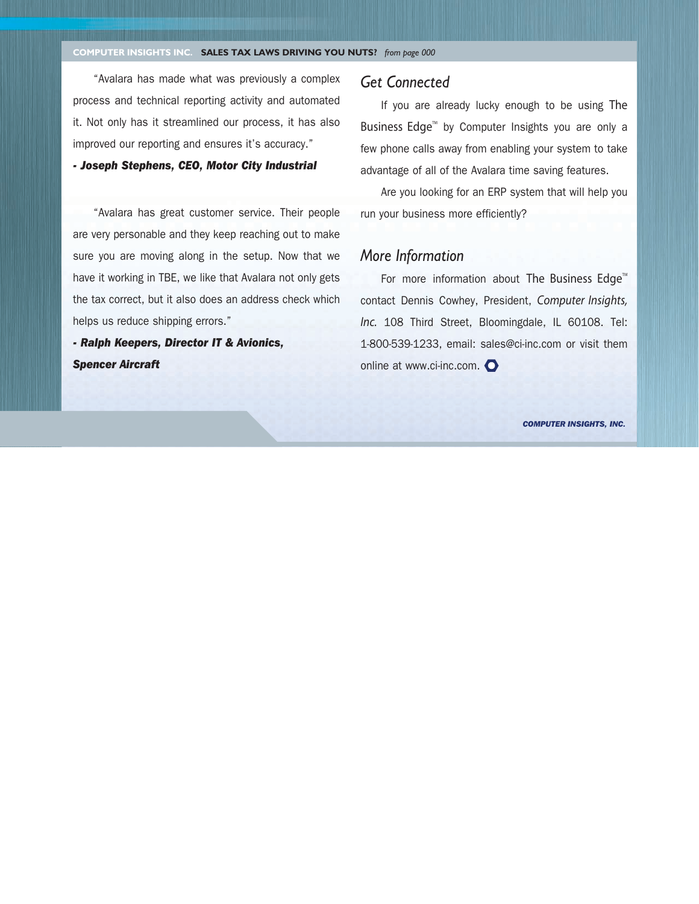"Avalara has made what was previously a complex process and technical reporting activity and automated it. Not only has it streamlined our process, it has also improved our reporting and ensures it's accuracy."

***- Joseph Stephens, CEO, Motor City Industrial***

"Avalara has great customer service. Their people are very personable and they keep reaching out to make sure you are moving along in the setup. Now that we have it working in TBE, we like that Avalara not only gets the tax correct, but it also does an address check which helps us reduce shipping errors."

***- Ralph Keepers, Director IT & Avionics, Spencer Aircraft***

## *Get Connected*

If you are already lucky enough to be using The Business Edge™ by Computer Insights you are only a few phone calls away from enabling your system to take advantage of all of the Avalara time saving features.

Are you looking for an ERP system that will help you run your business more efficiently?

## *More Information*

For more information about The Business Edge™ contact Dennis Cowhey, President, *Computer Insights, Inc.* 108 Third Street, Bloomingdale, IL 60108. Tel: 1-800-539-1233, email: sales@ci-inc.com or visit them online at www.ci-inc.com.